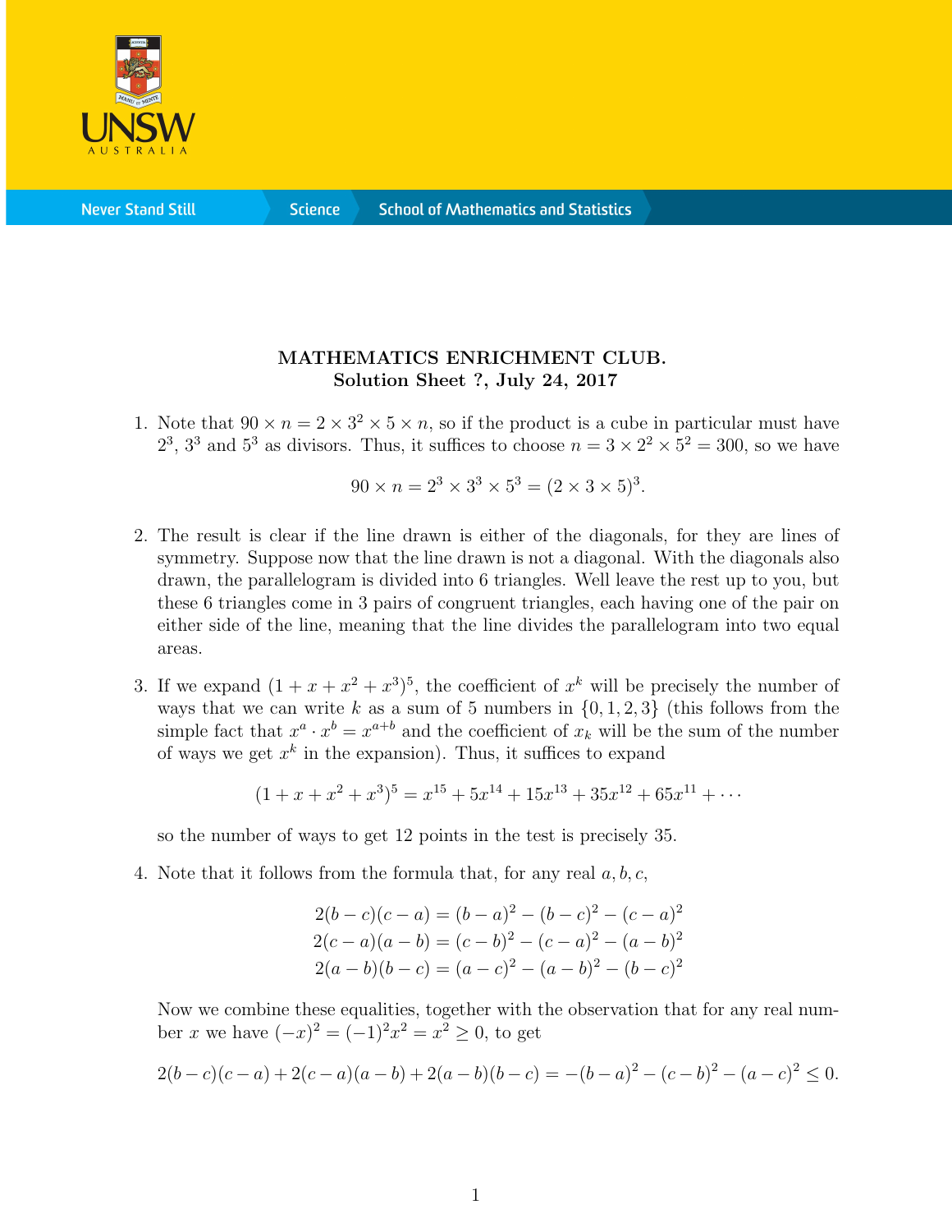**MATHEMATICS ENRICHMENT CLUB.**
**Solution Sheet ?, July 24, 2017**

1. Note that $90 \times n = 2 \times 3^2 \times 5 \times n$, so if the product is a cube in particular must have $2^3$, $3^3$ and $5^3$ as divisors. Thus, it suffices to choose $n = 3 \times 2^2 \times 5^2 = 300$, so we have

$$90 \times n = 2^3 \times 3^3 \times 5^3 = (2 \times 3 \times 5)^3.$$

2. The result is clear if the line drawn is either of the diagonals, for they are lines of symmetry. Suppose now that the line drawn is not a diagonal. With the diagonals also drawn, the parallelogram is divided into 6 triangles. Well leave the rest up to you, but these 6 triangles come in 3 pairs of congruent triangles, each having one of the pair on either side of the line, meaning that the line divides the parallelogram into two equal areas.

3. If we expand $(1 + x + x^2 + x^3)^5$, the coefficient of $x^k$ will be precisely the number of ways that we can write $k$ as a sum of 5 numbers in $\{0, 1, 2, 3\}$ (this follows from the simple fact that $x^a \cdot x^b = x^{a+b}$ and the coefficient of $x_k$ will be the sum of the number of ways we get $x^k$ in the expansion). Thus, it suffices to expand

$$(1 + x + x^2 + x^3)^5 = x^{15} + 5x^{14} + 15x^{13} + 35x^{12} + 65x^{11} + \cdots$$

so the number of ways to get 12 points in the test is precisely 35.

4. Note that it follows from the formula that, for any real $a, b, c$,

$$\begin{aligned}
2(b-c)(c-a) &= (b-a)^2 - (b-c)^2 - (c-a)^2 \\
2(c-a)(a-b) &= (c-b)^2 - (c-a)^2 - (a-b)^2 \\
2(a-b)(b-c) &= (a-c)^2 - (a-b)^2 - (b-c)^2
\end{aligned}$$

Now we combine these equalities, together with the observation that for any real number $x$ we have $(-x)^2 = (-1)^2x^2 = x^2 \geq 0$, to get

$$2(b-c)(c-a) + 2(c-a)(a-b) + 2(a-b)(b-c) = -(b-a)^2 - (c-b)^2 - (a-c)^2 \leq 0.$$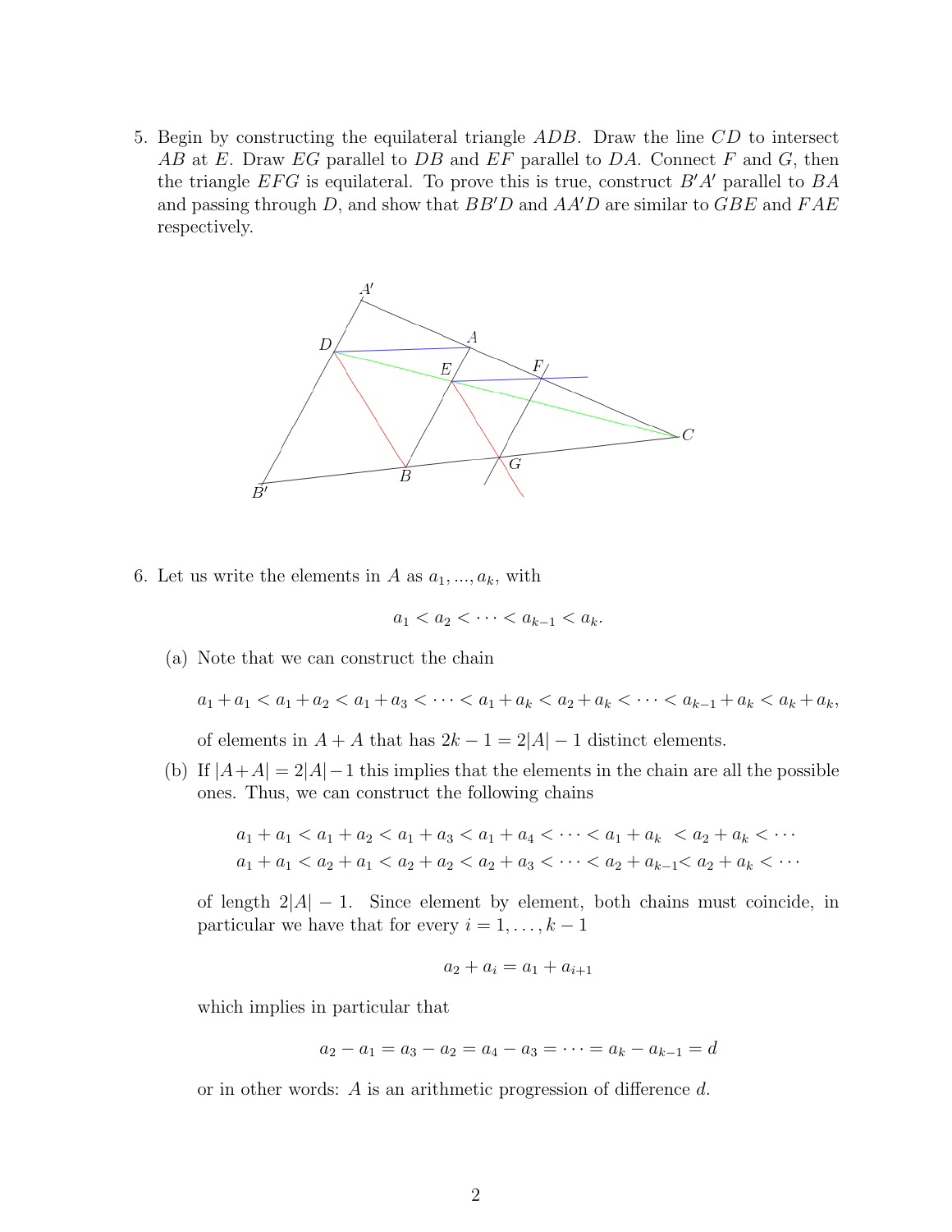5. Begin by constructing the equilateral triangle $ADB$. Draw the line $CD$ to intersect $AB$ at $E$. Draw $EG$ parallel to $DB$ and $EF$ parallel to $DA$. Connect $F$ and $G$, then the triangle $EFG$ is equilateral. To prove this is true, construct $B'A'$ parallel to $BA$ and passing through $D$, and show that $BB'D$ and $AA'D$ are similar to $GBE$ and $FAE$ respectively.

6. Let us write the elements in $A$ as $a_1, ..., a_k$, with

$$a_1 < a_2 < \cdots < a_{k-1} < a_k.$$

   (a) Note that we can construct the chain

   $$a_1 + a_1 < a_1 + a_2 < a_1 + a_3 < \cdots < a_1 + a_k < a_2 + a_k < \cdots < a_{k-1} + a_k < a_k + a_k,$$

   of elements in $A + A$ that has $2k - 1 = 2|A| - 1$ distinct elements.

   (b) If $|A+A| = 2|A| - 1$ this implies that the elements in the chain are all the possible ones. Thus, we can construct the following chains

   $$\begin{aligned} a_1 + a_1 < a_1 + a_2 < a_1 + a_3 < a_1 + a_4 < \cdots < a_1 + a_k &< a_2 + a_k < \cdots \\ a_1 + a_1 < a_2 + a_1 < a_2 + a_2 < a_2 + a_3 < \cdots < a_2 + a_{k-1} &< a_2 + a_k < \cdots \end{aligned}$$

   of length $2|A| - 1$. Since element by element, both chains must coincide, in particular we have that for every $i = 1, \ldots, k-1$

   $$a_2 + a_i = a_1 + a_{i+1}$$

   which implies in particular that

   $$a_2 - a_1 = a_3 - a_2 = a_4 - a_3 = \cdots = a_k - a_{k-1} = d$$

   or in other words: $A$ is an arithmetic progression of difference $d$.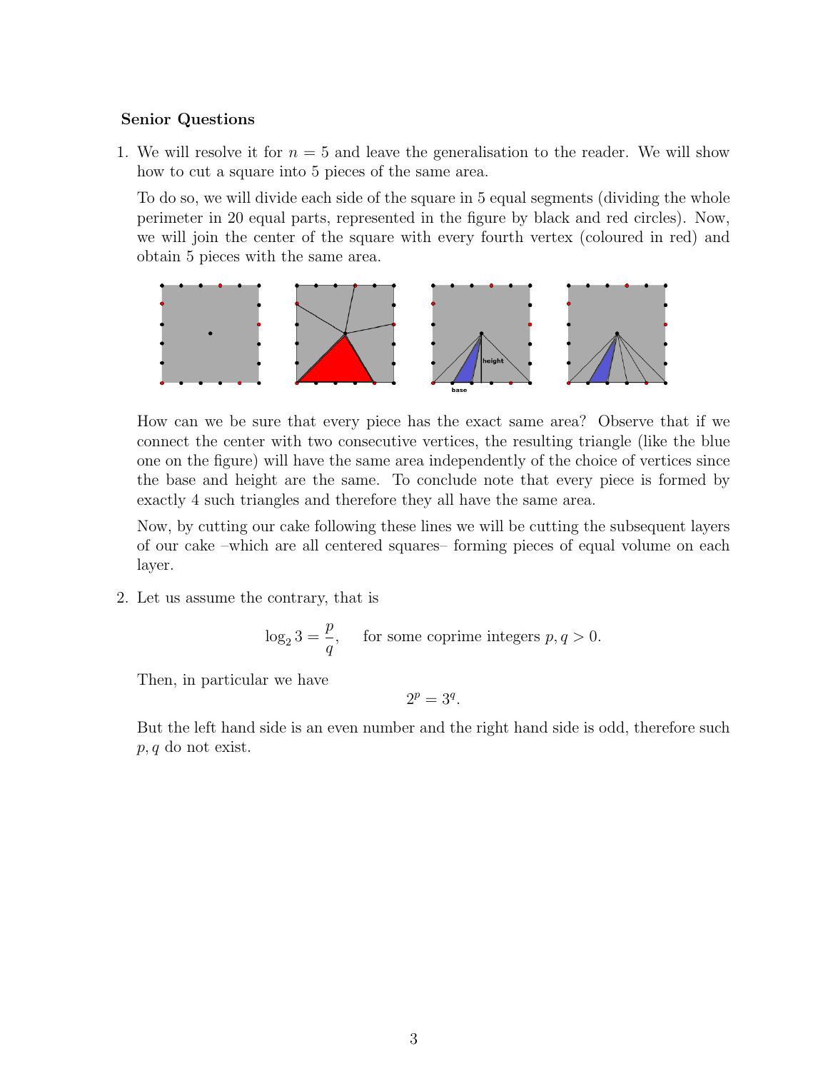**Senior Questions**

1. We will resolve it for $n = 5$ and leave the generalisation to the reader. We will show how to cut a square into 5 pieces of the same area.

   To do so, we will divide each side of the square in 5 equal segments (dividing the whole perimeter in 20 equal parts, represented in the figure by black and red circles). Now, we will join the center of the square with every fourth vertex (coloured in red) and obtain 5 pieces with the same area.

   height

   base

   How can we be sure that every piece has the exact same area? Observe that if we connect the center with two consecutive vertices, the resulting triangle (like the blue one on the figure) will have the same area independently of the choice of vertices since the base and height are the same. To conclude note that every piece is formed by exactly 4 such triangles and therefore they all have the same area.

   Now, by cutting our cake following these lines we will be cutting the subsequent layers of our cake –which are all centered squares– forming pieces of equal volume on each layer.

2. Let us assume the contrary, that is

$$\log_2 3 = \frac{p}{q}, \quad \text{for some coprime integers } p, q > 0.$$

   Then, in particular we have

$$2^p = 3^q.$$

   But the left hand side is an even number and the right hand side is odd, therefore such $p, q$ do not exist.